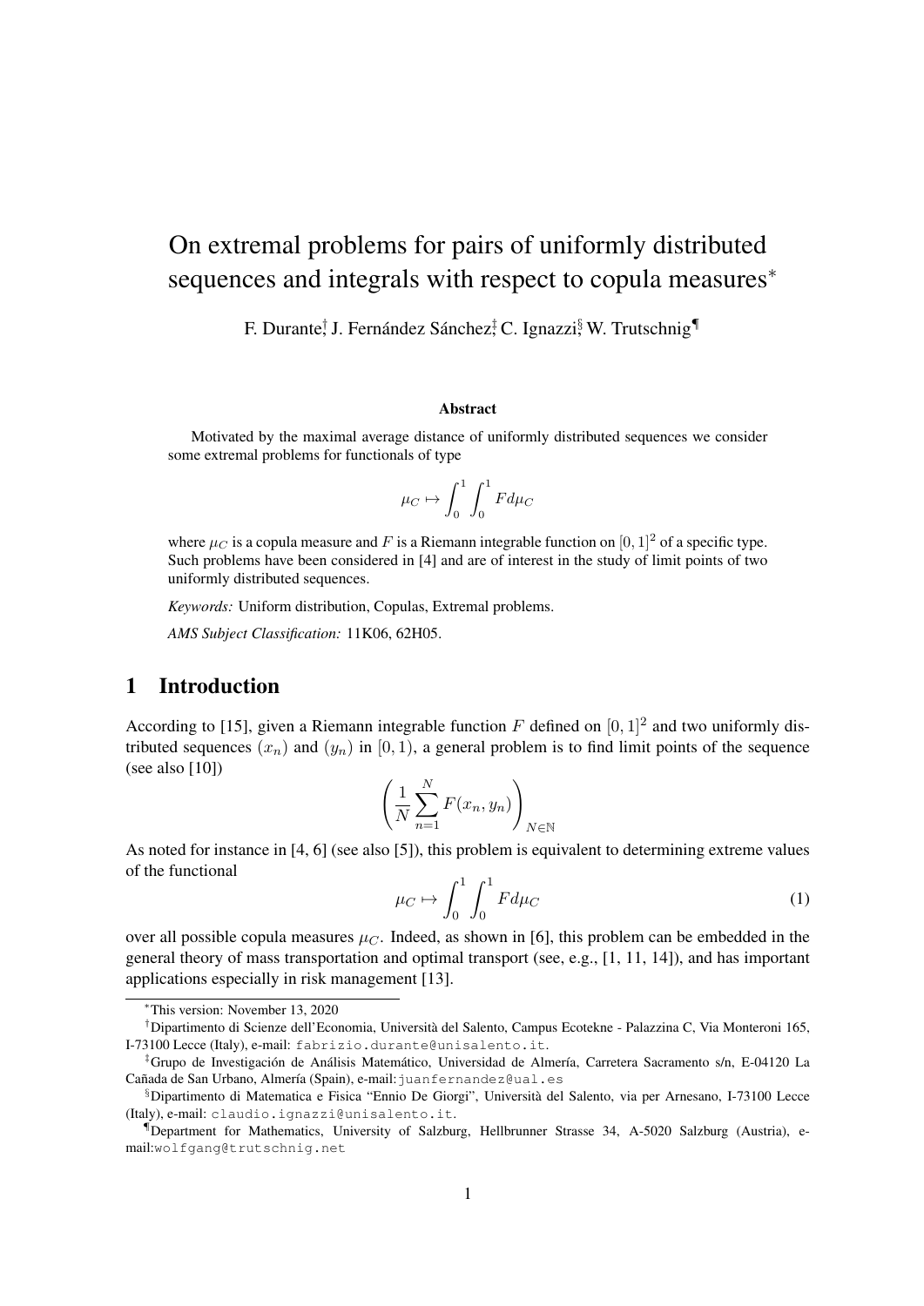# On extremal problems for pairs of uniformly distributed sequences and integrals with respect to copula measures*

F. Durante[†], J. Fernández Sánchez[‡], C. Ignazzi[§], W. Trutschnig[¶]

### Abstract

Motivated by the maximal average distance of uniformly distributed sequences we consider some extremal problems for functionals of type

$$\mu_C \mapsto \int_0^1 \int_0^1 F d\mu_C$$

where $\mu_C$ is a copula measure and $F$ is a Riemann integrable function on $[0,1]^2$ of a specific type. Such problems have been considered in [4] and are of interest in the study of limit points of two uniformly distributed sequences.

*Keywords:* Uniform distribution, Copulas, Extremal problems.

*AMS Subject Classification:* 11K06, 62H05.

## 1 Introduction

According to [15], given a Riemann integrable function $F$ defined on $[0,1]^2$ and two uniformly distributed sequences $(x_n)$ and $(y_n)$ in $[0,1)$, a general problem is to find limit points of the sequence (see also [10])

$$\left( \frac{1}{N} \sum_{n=1}^{N} F(x_n, y_n) \right)_{N \in \mathbb{N}}$$

As noted for instance in [4, 6] (see also [5]), this problem is equivalent to determining extreme values of the functional

$$\mu_C \mapsto \int_0^1 \int_0^1 F d\mu_C \tag{1}$$

over all possible copula measures $\mu_C$. Indeed, as shown in [6], this problem can be embedded in the general theory of mass transportation and optimal transport (see, e.g., [1, 11, 14]), and has important applications especially in risk management [13].

---

*This version: November 13, 2020

[†]Dipartimento di Scienze dell'Economia, Università del Salento, Campus Ecotekne - Palazzina C, Via Monteroni 165, I-73100 Lecce (Italy), e-mail: fabrizio.durante@unisalento.it.

[‡]Grupo de Investigación de Análisis Matemático, Universidad de Almería, Carretera Sacramento s/n, E-04120 La Cañada de San Urbano, Almería (Spain), e-mail: juanfernandez@ual.es

[§]Dipartimento di Matematica e Fisica "Ennio De Giorgi", Università del Salento, via per Arnesano, I-73100 Lecce (Italy), e-mail: claudio.ignazzi@unisalento.it.

[¶]Department for Mathematics, University of Salzburg, Hellbrunner Strasse 34, A-5020 Salzburg (Austria), e-mail: wolfgang@trutschnig.net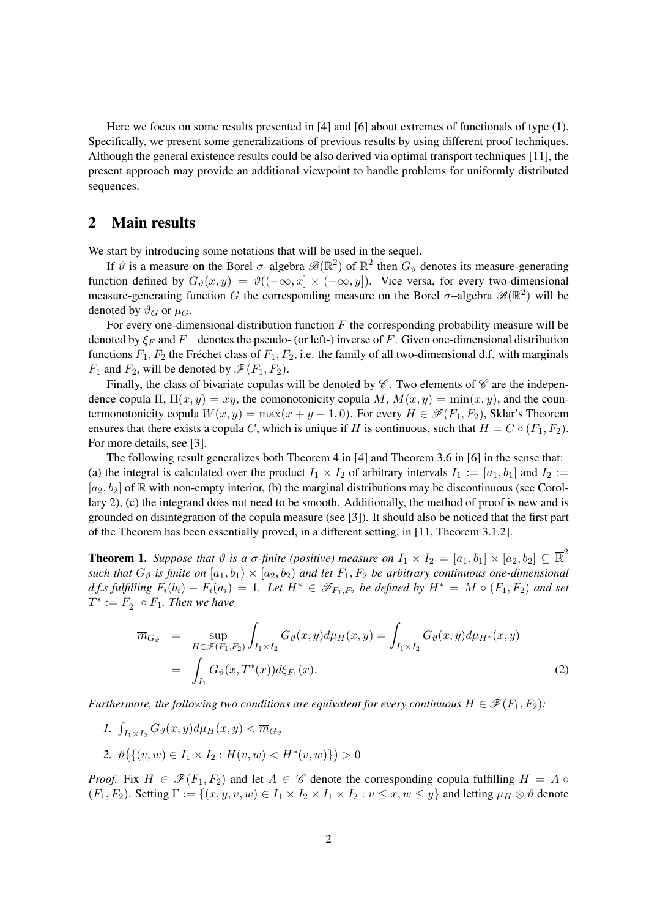Here we focus on some results presented in [4] and [6] about extremes of functionals of type (1). Specifically, we present some generalizations of previous results by using different proof techniques. Although the general existence results could be also derived via optimal transport techniques [11], the present approach may provide an additional viewpoint to handle problems for uniformly distributed sequences.

## 2 Main results

We start by introducing some notations that will be used in the sequel.

If $\vartheta$ is a measure on the Borel $\sigma$–algebra $\mathscr{B}(\mathbb{R}^2)$ of $\mathbb{R}^2$ then $G_\vartheta$ denotes its measure-generating function defined by $G_\vartheta(x,y) = \vartheta((-\infty,x] \times (-\infty,y])$. Vice versa, for every two-dimensional measure-generating function $G$ the corresponding measure on the Borel $\sigma$–algebra $\mathscr{B}(\mathbb{R}^2)$ will be denoted by $\vartheta_G$ or $\mu_G$.

For every one-dimensional distribution function $F$ the corresponding probability measure will be denoted by $\xi_F$ and $F^-$ denotes the pseudo- (or left-) inverse of $F$. Given one-dimensional distribution functions $F_1, F_2$ the Fréchet class of $F_1, F_2$, i.e. the family of all two-dimensional d.f. with marginals $F_1$ and $F_2$, will be denoted by $\mathscr{F}(F_1, F_2)$.

Finally, the class of bivariate copulas will be denoted by $\mathscr{C}$. Two elements of $\mathscr{C}$ are the independence copula $\Pi$, $\Pi(x,y) = xy$, the comonotonicity copula $M$, $M(x,y) = \min(x,y)$, and the countermonotonicity copula $W(x,y) = \max(x+y-1, 0)$. For every $H \in \mathscr{F}(F_1, F_2)$, Sklar's Theorem ensures that there exists a copula $C$, which is unique if $H$ is continuous, such that $H = C \circ (F_1, F_2)$. For more details, see [3].

The following result generalizes both Theorem 4 in [4] and Theorem 3.6 in [6] in the sense that: (a) the integral is calculated over the product $I_1 \times I_2$ of arbitrary intervals $I_1 := [a_1, b_1]$ and $I_2 := [a_2, b_2]$ of $\overline{\mathbb{R}}$ with non-empty interior, (b) the marginal distributions may be discontinuous (see Corollary 2), (c) the integrand does not need to be smooth. Additionally, the method of proof is new and is grounded on disintegration of the copula measure (see [3]). It should also be noticed that the first part of the Theorem has been essentially proved, in a different setting, in [11, Theorem 3.1.2].

**Theorem 1.** *Suppose that $\vartheta$ is a $\sigma$-finite (positive) measure on $I_1 \times I_2 = [a_1, b_1] \times [a_2, b_2] \subseteq \overline{\mathbb{R}}^2$ such that $G_\vartheta$ is finite on $[a_1, b_1) \times [a_2, b_2)$ and let $F_1, F_2$ be arbitrary continuous one-dimensional d.f.s fulfilling $F_i(b_i) - F_i(a_i) = 1$. Let $H^* \in \mathscr{F}_{F_1,F_2}$ be defined by $H^* = M \circ (F_1, F_2)$ and set $T^* := F_2^- \circ F_1$. Then we have*

$$
\begin{aligned}
\overline{m}_{G_\vartheta} &= \sup_{H \in \mathscr{F}(F_1,F_2)} \int_{I_1 \times I_2} G_\vartheta(x,y) d\mu_H(x,y) = \int_{I_1 \times I_2} G_\vartheta(x,y) d\mu_{H^*}(x,y) \\
&= \int_{I_1} G_\vartheta(x, T^*(x)) d\xi_{F_1}(x). \qquad (2)
\end{aligned}
$$

*Furthermore, the following two conditions are equivalent for every continuous $H \in \mathscr{F}(F_1, F_2)$:*

1. $\int_{I_1 \times I_2} G_\vartheta(x,y) d\mu_H(x,y) < \overline{m}_{G_\vartheta}$
2. $\vartheta\big(\{(v,w) \in I_1 \times I_2 : H(v,w) < H^*(v,w)\}\big) > 0$

*Proof.* Fix $H \in \mathscr{F}(F_1, F_2)$ and let $A \in \mathscr{C}$ denote the corresponding copula fulfilling $H = A \circ (F_1, F_2)$. Setting $\Gamma := \{(x,y,v,w) \in I_1 \times I_2 \times I_1 \times I_2 : v \leq x, w \leq y\}$ and letting $\mu_H \otimes \vartheta$ denote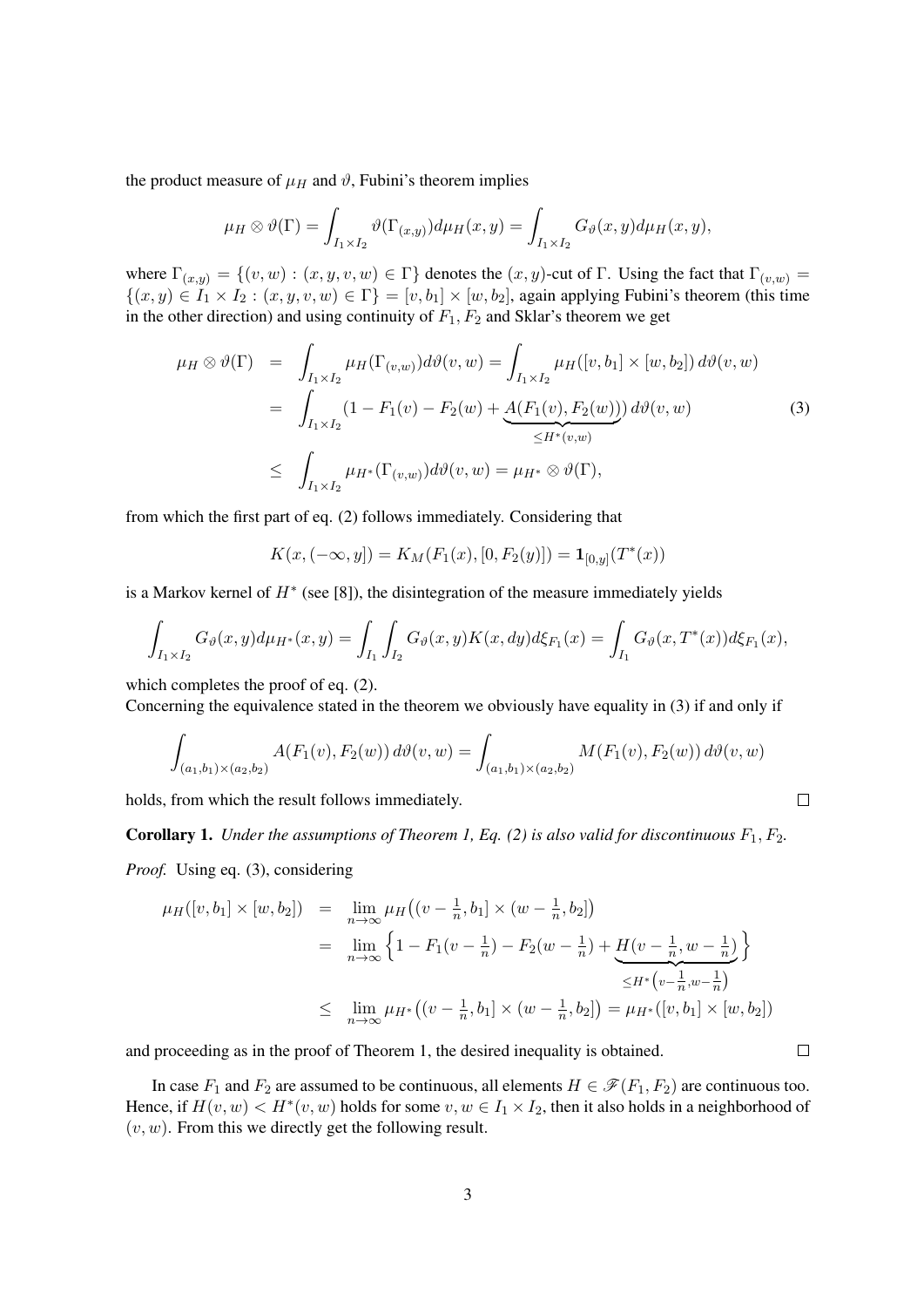the product measure of $\mu_H$ and $\vartheta$, Fubini's theorem implies

$$\mu_H \otimes \vartheta(\Gamma) = \int_{I_1 \times I_2} \vartheta(\Gamma_{(x,y)}) d\mu_H(x,y) = \int_{I_1 \times I_2} G_\vartheta(x,y) d\mu_H(x,y),$$

where $\Gamma_{(x,y)} = \{(v,w) : (x,y,v,w) \in \Gamma\}$ denotes the $(x,y)$-cut of $\Gamma$. Using the fact that $\Gamma_{(v,w)} = \{(x,y) \in I_1 \times I_2 : (x,y,v,w) \in \Gamma\} = [v,b_1] \times [w,b_2]$, again applying Fubini's theorem (this time in the other direction) and using continuity of $F_1, F_2$ and Sklar's theorem we get

$$\begin{aligned}
\mu_H \otimes \vartheta(\Gamma) &= \int_{I_1 \times I_2} \mu_H(\Gamma_{(v,w)}) d\vartheta(v,w) = \int_{I_1 \times I_2} \mu_H([v,b_1] \times [w,b_2]) \, d\vartheta(v,w) \\
&= \int_{I_1 \times I_2} (1 - F_1(v) - F_2(w) + \underbrace{A(F_1(v), F_2(w))}_{\leq H^*(v,w)}) \, d\vartheta(v,w) \qquad (3) \\
&\leq \int_{I_1 \times I_2} \mu_{H^*}(\Gamma_{(v,w)}) d\vartheta(v,w) = \mu_{H^*} \otimes \vartheta(\Gamma),
\end{aligned}$$

from which the first part of eq. (2) follows immediately. Considering that

$$K(x, (-\infty, y]) = K_M(F_1(x), [0, F_2(y)]) = \mathbf{1}_{[0,y]}(T^*(x))$$

is a Markov kernel of $H^*$ (see [8]), the disintegration of the measure immediately yields

$$\int_{I_1 \times I_2} G_\vartheta(x,y) d\mu_{H^*}(x,y) = \int_{I_1} \int_{I_2} G_\vartheta(x,y) K(x,dy) d\xi_{F_1}(x) = \int_{I_1} G_\vartheta(x, T^*(x)) d\xi_{F_1}(x),$$

which completes the proof of eq. (2).
Concerning the equivalence stated in the theorem we obviously have equality in (3) if and only if

$$\int_{(a_1,b_1) \times (a_2,b_2)} A(F_1(v), F_2(w)) \, d\vartheta(v,w) = \int_{(a_1,b_1) \times (a_2,b_2)} M(F_1(v), F_2(w)) \, d\vartheta(v,w)$$

holds, from which the result follows immediately. $\square$

**Corollary 1.** *Under the assumptions of Theorem 1, Eq. (2) is also valid for discontinuous $F_1, F_2$.*

*Proof.* Using eq. (3), considering

$$\begin{aligned}
\mu_H([v,b_1] \times [w,b_2]) &= \lim_{n \to \infty} \mu_H\big((v - \tfrac{1}{n}, b_1] \times (w - \tfrac{1}{n}, b_2]\big) \\
&= \lim_{n \to \infty} \Big\{ 1 - F_1(v - \tfrac{1}{n}) - F_2(w - \tfrac{1}{n}) + \underbrace{H(v - \tfrac{1}{n}, w - \tfrac{1}{n})}_{\leq H^*\left(v - \frac{1}{n}, w - \frac{1}{n}\right)} \Big\} \\
&\leq \lim_{n \to \infty} \mu_{H^*}\big((v - \tfrac{1}{n}, b_1] \times (w - \tfrac{1}{n}, b_2]\big) = \mu_{H^*}([v,b_1] \times [w,b_2])
\end{aligned}$$

and proceeding as in the proof of Theorem 1, the desired inequality is obtained. $\square$

In case $F_1$ and $F_2$ are assumed to be continuous, all elements $H \in \mathscr{F}(F_1, F_2)$ are continuous too. Hence, if $H(v,w) < H^*(v,w)$ holds for some $v, w \in I_1 \times I_2$, then it also holds in a neighborhood of $(v,w)$. From this we directly get the following result.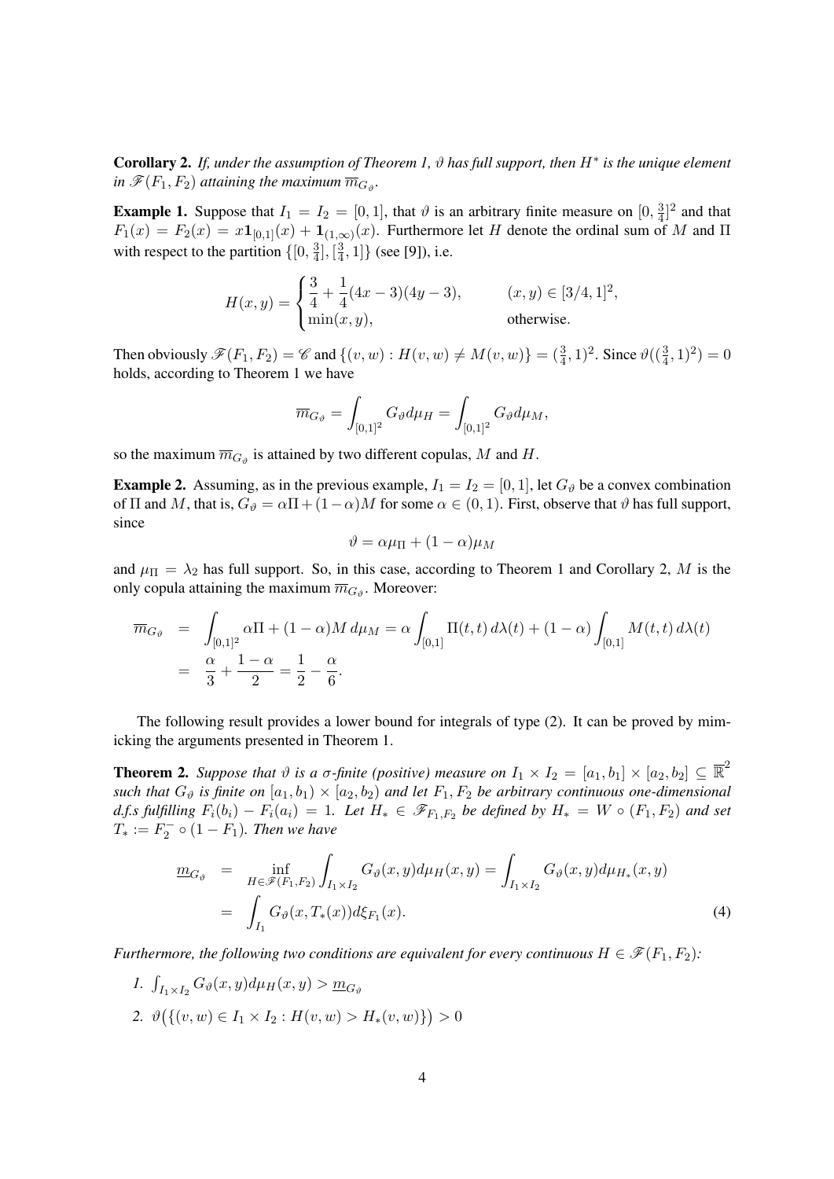**Corollary 2.** *If, under the assumption of Theorem 1, $\vartheta$ has full support, then $H^*$ is the unique element in $\mathscr{F}(F_1, F_2)$ attaining the maximum $\overline{m}_{G_\vartheta}$.*

**Example 1.** Suppose that $I_1 = I_2 = [0, 1]$, that $\vartheta$ is an arbitrary finite measure on $[0, \frac{3}{4}]^2$ and that $F_1(x) = F_2(x) = x\mathbf{1}_{[0,1]}(x) + \mathbf{1}_{(1,\infty)}(x)$. Furthermore let $H$ denote the ordinal sum of $M$ and $\Pi$ with respect to the partition $\{[0, \frac{3}{4}], [\frac{3}{4}, 1]\}$ (see [9]), i.e.

$$H(x, y) = \begin{cases} \dfrac{3}{4} + \dfrac{1}{4}(4x - 3)(4y - 3), & (x, y) \in [3/4, 1]^2, \\ \min(x, y), & \text{otherwise.} \end{cases}$$

Then obviously $\mathscr{F}(F_1, F_2) = \mathscr{C}$ and $\{(v, w) : H(v, w) \neq M(v, w)\} = (\frac{3}{4}, 1)^2$. Since $\vartheta((\frac{3}{4}, 1)^2) = 0$ holds, according to Theorem 1 we have

$$\overline{m}_{G_\vartheta} = \int_{[0,1]^2} G_\vartheta d\mu_H = \int_{[0,1]^2} G_\vartheta d\mu_M,$$

so the maximum $\overline{m}_{G_\vartheta}$ is attained by two different copulas, $M$ and $H$.

**Example 2.** Assuming, as in the previous example, $I_1 = I_2 = [0, 1]$, let $G_\vartheta$ be a convex combination of $\Pi$ and $M$, that is, $G_\vartheta = \alpha\Pi + (1-\alpha)M$ for some $\alpha \in (0, 1)$. First, observe that $\vartheta$ has full support, since

$$\vartheta = \alpha\mu_\Pi + (1 - \alpha)\mu_M$$

and $\mu_\Pi = \lambda_2$ has full support. So, in this case, according to Theorem 1 and Corollary 2, $M$ is the only copula attaining the maximum $\overline{m}_{G_\vartheta}$. Moreover:

$$\begin{aligned}
\overline{m}_{G_\vartheta} &= \int_{[0,1]^2} \alpha\Pi + (1 - \alpha)M \, d\mu_M = \alpha \int_{[0,1]} \Pi(t, t) \, d\lambda(t) + (1 - \alpha) \int_{[0,1]} M(t, t) \, d\lambda(t) \\
&= \frac{\alpha}{3} + \frac{1 - \alpha}{2} = \frac{1}{2} - \frac{\alpha}{6}.
\end{aligned}$$

The following result provides a lower bound for integrals of type (2). It can be proved by mimicking the arguments presented in Theorem 1.

**Theorem 2.** *Suppose that $\vartheta$ is a $\sigma$-finite (positive) measure on $I_1 \times I_2 = [a_1, b_1] \times [a_2, b_2] \subseteq \overline{\mathbb{R}}^2$ such that $G_\vartheta$ is finite on $[a_1, b_1) \times [a_2, b_2)$ and let $F_1, F_2$ be arbitrary continuous one-dimensional d.f.s fulfilling $F_i(b_i) - F_i(a_i) = 1$. Let $H_* \in \mathscr{F}_{F_1,F_2}$ be defined by $H_* = W \circ (F_1, F_2)$ and set $T_* := F_2^- \circ (1 - F_1)$. Then we have*

$$\begin{aligned}
\underline{m}_{G_\vartheta} &= \inf_{H \in \mathscr{F}(F_1,F_2)} \int_{I_1 \times I_2} G_\vartheta(x, y) d\mu_H(x, y) = \int_{I_1 \times I_2} G_\vartheta(x, y) d\mu_{H_*}(x, y) \\
&= \int_{I_1} G_\vartheta(x, T_*(x)) d\xi_{F_1}(x). \qquad (4)
\end{aligned}$$

*Furthermore, the following two conditions are equivalent for every continuous $H \in \mathscr{F}(F_1, F_2)$:*

1. $\int_{I_1 \times I_2} G_\vartheta(x, y) d\mu_H(x, y) > \underline{m}_{G_\vartheta}$
2. $\vartheta\big(\{(v, w) \in I_1 \times I_2 : H(v, w) > H_*(v, w)\}\big) > 0$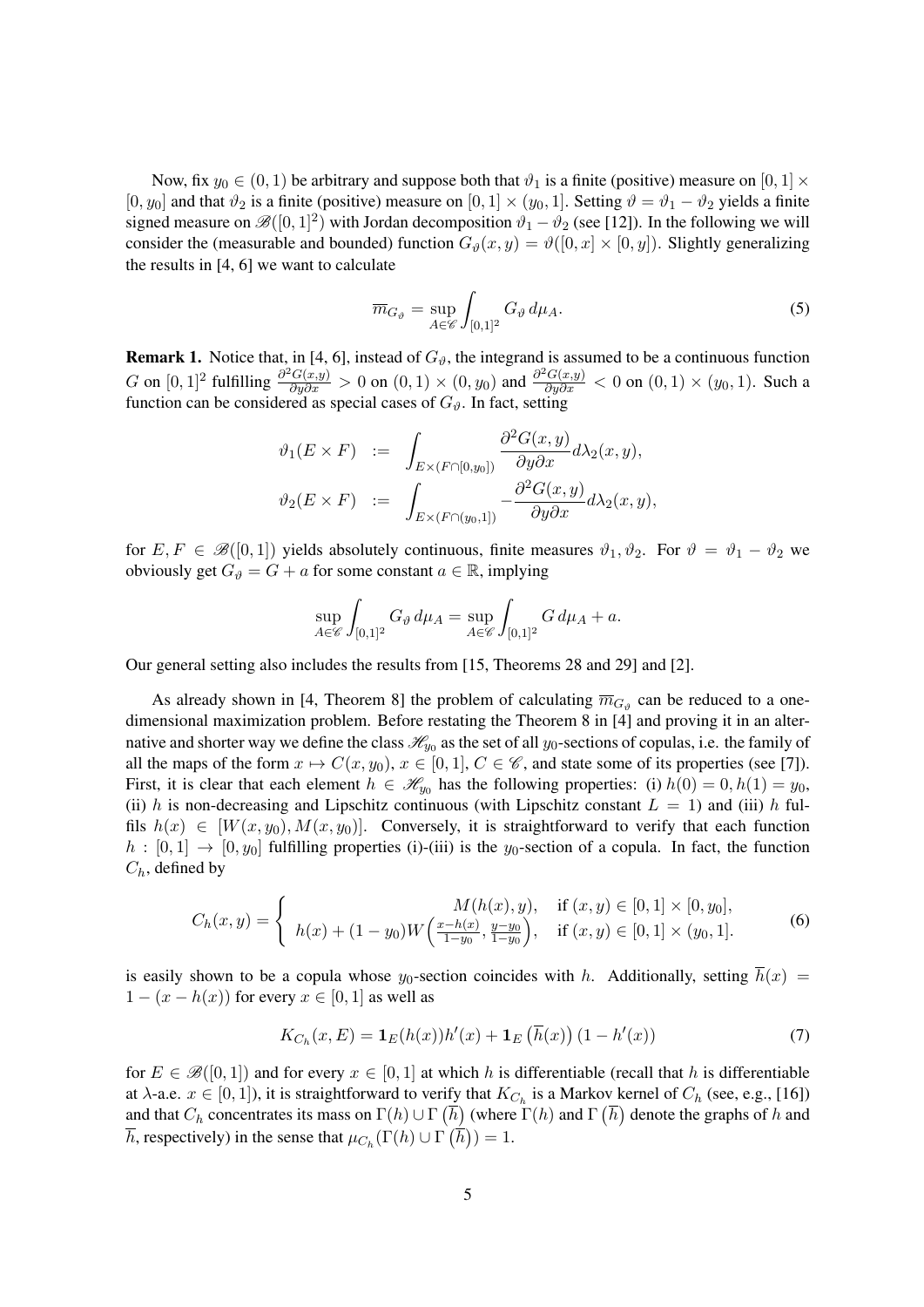Now, fix $y_0 \in (0,1)$ be arbitrary and suppose both that $\vartheta_1$ is a finite (positive) measure on $[0,1] \times [0, y_0]$ and that $\vartheta_2$ is a finite (positive) measure on $[0,1] \times (y_0, 1]$. Setting $\vartheta = \vartheta_1 - \vartheta_2$ yields a finite signed measure on $\mathscr{B}([0,1]^2)$ with Jordan decomposition $\vartheta_1 - \vartheta_2$ (see [12]). In the following we will consider the (measurable and bounded) function $G_\vartheta(x,y) = \vartheta([0,x] \times [0,y])$. Slightly generalizing the results in [4, 6] we want to calculate

$$\overline{m}_{G_\vartheta} = \sup_{A \in \mathscr{C}} \int_{[0,1]^2} G_\vartheta \, d\mu_A. \tag{5}$$

**Remark 1.** Notice that, in [4, 6], instead of $G_\vartheta$, the integrand is assumed to be a continuous function $G$ on $[0,1]^2$ fulfilling $\frac{\partial^2 G(x,y)}{\partial y \partial x} > 0$ on $(0,1) \times (0, y_0)$ and $\frac{\partial^2 G(x,y)}{\partial y \partial x} < 0$ on $(0,1) \times (y_0, 1)$. Such a function can be considered as special cases of $G_\vartheta$. In fact, setting

$$\begin{aligned}
\vartheta_1(E \times F) &:= \int_{E \times (F \cap [0,y_0])} \frac{\partial^2 G(x,y)}{\partial y \partial x} d\lambda_2(x,y), \\
\vartheta_2(E \times F) &:= \int_{E \times (F \cap (y_0,1])} -\frac{\partial^2 G(x,y)}{\partial y \partial x} d\lambda_2(x,y),
\end{aligned}$$

for $E, F \in \mathscr{B}([0,1])$ yields absolutely continuous, finite measures $\vartheta_1, \vartheta_2$. For $\vartheta = \vartheta_1 - \vartheta_2$ we obviously get $G_\vartheta = G + a$ for some constant $a \in \mathbb{R}$, implying

$$\sup_{A \in \mathscr{C}} \int_{[0,1]^2} G_\vartheta \, d\mu_A = \sup_{A \in \mathscr{C}} \int_{[0,1]^2} G \, d\mu_A + a.$$

Our general setting also includes the results from [15, Theorems 28 and 29] and [2].

As already shown in [4, Theorem 8] the problem of calculating $\overline{m}_{G_\vartheta}$ can be reduced to a one-dimensional maximization problem. Before restating the Theorem 8 in [4] and proving it in an alternative and shorter way we define the class $\mathscr{H}_{y_0}$ as the set of all $y_0$-sections of copulas, i.e. the family of all the maps of the form $x \mapsto C(x, y_0)$, $x \in [0,1]$, $C \in \mathscr{C}$, and state some of its properties (see [7]). First, it is clear that each element $h \in \mathscr{H}_{y_0}$ has the following properties: (i) $h(0) = 0, h(1) = y_0$, (ii) $h$ is non-decreasing and Lipschitz continuous (with Lipschitz constant $L = 1$) and (iii) $h$ fulfils $h(x) \in [W(x, y_0), M(x, y_0)]$. Conversely, it is straightforward to verify that each function $h : [0,1] \to [0, y_0]$ fulfilling properties (i)-(iii) is the $y_0$-section of a copula. In fact, the function $C_h$, defined by

$$C_h(x,y) = \begin{cases} M(h(x), y), & \text{if } (x,y) \in [0,1] \times [0, y_0], \\ h(x) + (1-y_0) W\left(\frac{x - h(x)}{1-y_0}, \frac{y - y_0}{1 - y_0}\right), & \text{if } (x,y) \in [0,1] \times (y_0, 1]. \end{cases} \tag{6}$$

is easily shown to be a copula whose $y_0$-section coincides with $h$. Additionally, setting $\overline{h}(x) = 1 - (x - h(x))$ for every $x \in [0,1]$ as well as

$$K_{C_h}(x, E) = \mathbf{1}_E(h(x)) h'(x) + \mathbf{1}_E\left(\overline{h}(x)\right)(1 - h'(x)) \tag{7}$$

for $E \in \mathscr{B}([0,1])$ and for every $x \in [0,1]$ at which $h$ is differentiable (recall that $h$ is differentiable at $\lambda$-a.e. $x \in [0,1]$), it is straightforward to verify that $K_{C_h}$ is a Markov kernel of $C_h$ (see, e.g., [16]) and that $C_h$ concentrates its mass on $\Gamma(h) \cup \Gamma\left(\overline{h}\right)$ (where $\Gamma(h)$ and $\Gamma\left(\overline{h}\right)$ denote the graphs of $h$ and $\overline{h}$, respectively) in the sense that $\mu_{C_h}(\Gamma(h) \cup \Gamma\left(\overline{h}\right)) = 1$.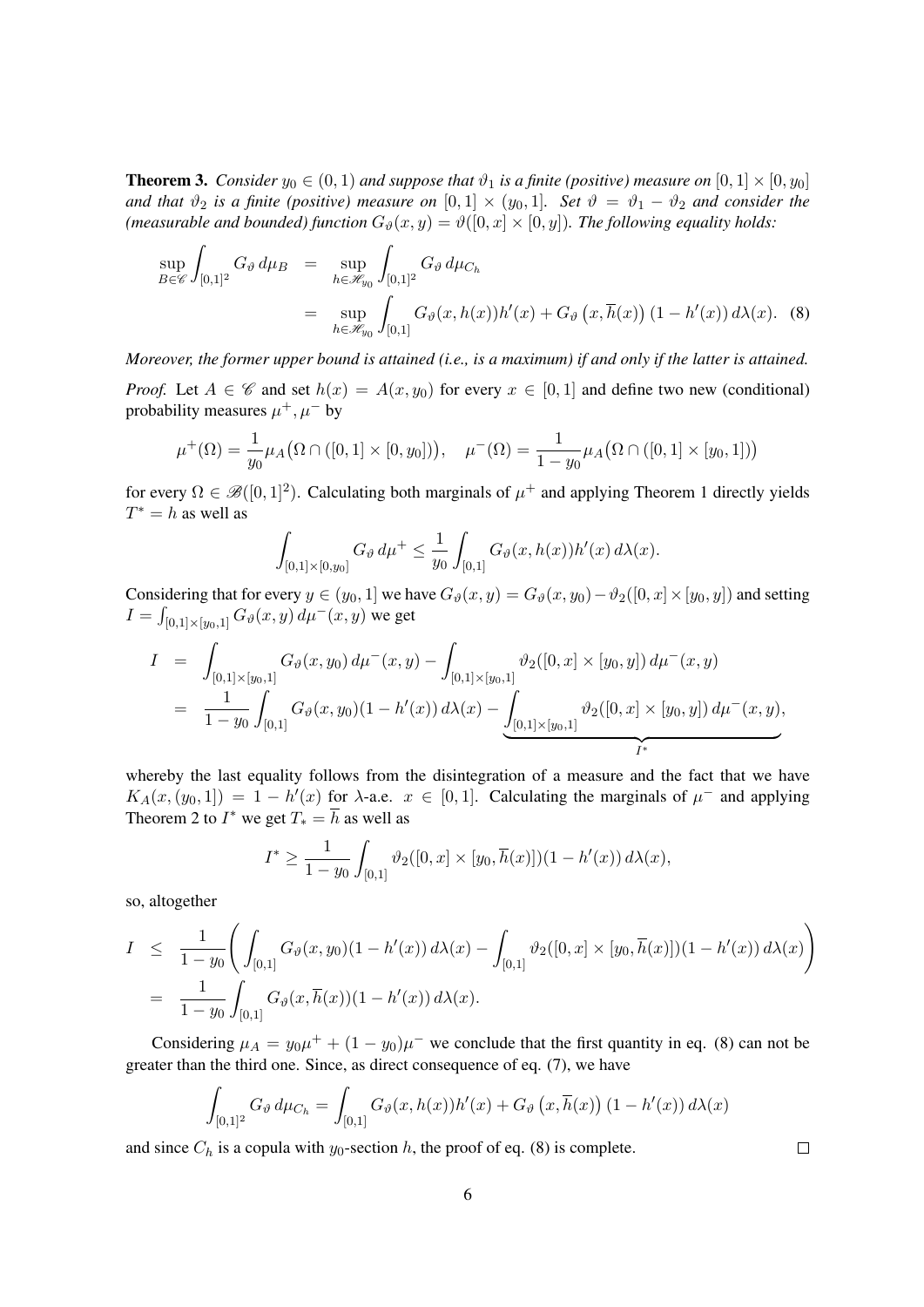**Theorem 3.** *Consider $y_0 \in (0,1)$ and suppose that $\vartheta_1$ is a finite (positive) measure on $[0,1] \times [0, y_0]$ and that $\vartheta_2$ is a finite (positive) measure on $[0,1] \times (y_0, 1]$. Set $\vartheta = \vartheta_1 - \vartheta_2$ and consider the (measurable and bounded) function $G_\vartheta(x,y) = \vartheta([0,x] \times [0,y])$. The following equality holds:*

$$
\begin{aligned}
\sup_{B \in \mathscr{C}} \int_{[0,1]^2} G_\vartheta \, d\mu_B &= \sup_{h \in \mathscr{H}_{y_0}} \int_{[0,1]^2} G_\vartheta \, d\mu_{C_h} \\
&= \sup_{h \in \mathscr{H}_{y_0}} \int_{[0,1]} G_\vartheta(x, h(x)) h'(x) + G_\vartheta\left(x, \overline{h}(x)\right)(1 - h'(x)) \, d\lambda(x). \quad (8)
\end{aligned}
$$

*Moreover, the former upper bound is attained (i.e., is a maximum) if and only if the latter is attained.*

*Proof.* Let $A \in \mathscr{C}$ and set $h(x) = A(x, y_0)$ for every $x \in [0,1]$ and define two new (conditional) probability measures $\mu^+, \mu^-$ by

$$
\mu^+(\Omega) = \frac{1}{y_0} \mu_A\big(\Omega \cap ([0,1] \times [0, y_0])\big), \quad \mu^-(\Omega) = \frac{1}{1-y_0} \mu_A\big(\Omega \cap ([0,1] \times [y_0, 1])\big)
$$

for every $\Omega \in \mathscr{B}([0,1]^2)$. Calculating both marginals of $\mu^+$ and applying Theorem 1 directly yields $T^* = h$ as well as

$$
\int_{[0,1] \times [0, y_0]} G_\vartheta \, d\mu^+ \leq \frac{1}{y_0} \int_{[0,1]} G_\vartheta(x, h(x)) h'(x) \, d\lambda(x).
$$

Considering that for every $y \in (y_0, 1]$ we have $G_\vartheta(x,y) = G_\vartheta(x, y_0) - \vartheta_2([0,x] \times [y_0, y])$ and setting $I = \int_{[0,1] \times [y_0, 1]} G_\vartheta(x,y) \, d\mu^-(x,y)$ we get

$$
\begin{aligned}
I &= \int_{[0,1] \times [y_0, 1]} G_\vartheta(x, y_0) \, d\mu^-(x,y) - \int_{[0,1] \times [y_0, 1]} \vartheta_2([0,x] \times [y_0, y]) \, d\mu^-(x,y) \\
&= \frac{1}{1-y_0} \int_{[0,1]} G_\vartheta(x, y_0)(1 - h'(x)) \, d\lambda(x) - \underbrace{\int_{[0,1] \times [y_0, 1]} \vartheta_2([0,x] \times [y_0, y]) \, d\mu^-(x,y)}_{I^*},
\end{aligned}
$$

whereby the last equality follows from the disintegration of a measure and the fact that we have $K_A(x, (y_0, 1]) = 1 - h'(x)$ for $\lambda$-a.e. $x \in [0,1]$. Calculating the marginals of $\mu^-$ and applying Theorem 2 to $I^*$ we get $T_* = \overline{h}$ as well as

$$
I^* \geq \frac{1}{1-y_0} \int_{[0,1]} \vartheta_2([0,x] \times [y_0, \overline{h}(x)])(1 - h'(x)) \, d\lambda(x),
$$

so, altogether

$$
\begin{aligned}
I &\leq \frac{1}{1-y_0} \left( \int_{[0,1]} G_\vartheta(x, y_0)(1 - h'(x)) \, d\lambda(x) - \int_{[0,1]} \vartheta_2([0,x] \times [y_0, \overline{h}(x)])(1 - h'(x)) \, d\lambda(x) \right) \\
&= \frac{1}{1-y_0} \int_{[0,1]} G_\vartheta(x, \overline{h}(x))(1 - h'(x)) \, d\lambda(x).
\end{aligned}
$$

Considering $\mu_A = y_0 \mu^+ + (1 - y_0)\mu^-$ we conclude that the first quantity in eq. (8) can not be greater than the third one. Since, as direct consequence of eq. (7), we have

$$
\int_{[0,1]^2} G_\vartheta \, d\mu_{C_h} = \int_{[0,1]} G_\vartheta(x, h(x)) h'(x) + G_\vartheta\left(x, \overline{h}(x)\right)(1 - h'(x)) \, d\lambda(x)
$$

and since $C_h$ is a copula with $y_0$-section $h$, the proof of eq. (8) is complete. $\square$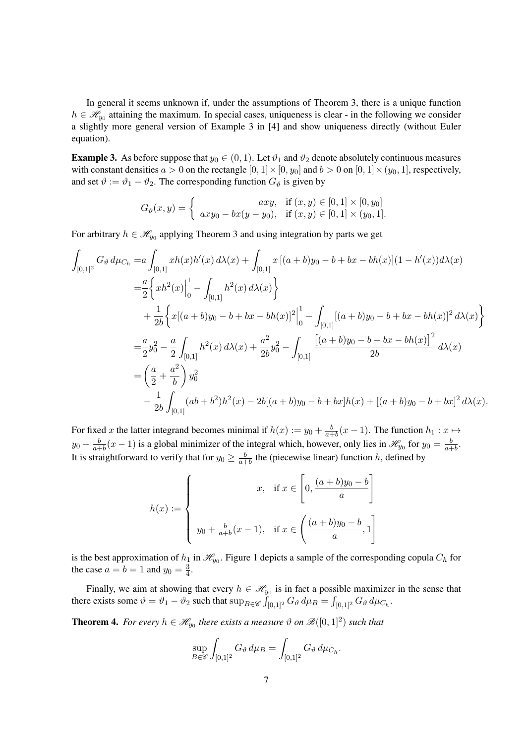In general it seems unknown if, under the assumptions of Theorem 3, there is a unique function $h \in \mathscr{H}_{y_0}$ attaining the maximum. In special cases, uniqueness is clear - in the following we consider a slightly more general version of Example 3 in [4] and show uniqueness directly (without Euler equation).

**Example 3.** As before suppose that $y_0 \in (0, 1)$. Let $\vartheta_1$ and $\vartheta_2$ denote absolutely continuous measures with constant densities $a > 0$ on the rectangle $[0, 1] \times [0, y_0]$ and $b > 0$ on $[0, 1] \times (y_0, 1]$, respectively, and set $\vartheta := \vartheta_1 - \vartheta_2$. The corresponding function $G_\vartheta$ is given by

$$G_\vartheta(x, y) = \begin{cases} axy, & \text{if } (x, y) \in [0, 1] \times [0, y_0] \\ axy_0 - bx(y - y_0), & \text{if } (x, y) \in [0, 1] \times (y_0, 1]. \end{cases}$$

For arbitrary $h \in \mathscr{H}_{y_0}$ applying Theorem 3 and using integration by parts we get

$$\begin{aligned}
\int_{[0,1]^2} G_\vartheta \, d\mu_{C_h} =& a \int_{[0,1]} x h(x) h'(x) \, d\lambda(x) + \int_{[0,1]} x \left[(a + b)y_0 - b + bx - bh(x)\right](1 - h'(x)) d\lambda(x) \\
=& \frac{a}{2} \left\{ x h^2(x) \Big|_0^1 - \int_{[0,1]} h^2(x) \, d\lambda(x) \right\} \\
&+ \frac{1}{2b} \left\{ x[(a + b)y_0 - b + bx - bh(x)]^2 \Big|_0^1 - \int_{[0,1]} [(a + b)y_0 - b + bx - bh(x)]^2 \, d\lambda(x) \right\} \\
=& \frac{a}{2} y_0^2 - \frac{a}{2} \int_{[0,1]} h^2(x) \, d\lambda(x) + \frac{a^2}{2b} y_0^2 - \int_{[0,1]} \frac{\left[(a + b)y_0 - b + bx - bh(x)\right]^2}{2b} \, d\lambda(x) \\
=& \left( \frac{a}{2} + \frac{a^2}{b} \right) y_0^2 \\
&- \frac{1}{2b} \int_{[0,1]} (ab + b^2) h^2(x) - 2b[(a + b)y_0 - b + bx] h(x) + [(a + b)y_0 - b + bx]^2 \, d\lambda(x).
\end{aligned}$$

For fixed $x$ the latter integrand becomes minimal if $h(x) := y_0 + \frac{b}{a+b}(x - 1)$. The function $h_1 : x \mapsto y_0 + \frac{b}{a+b}(x - 1)$ is a global minimizer of the integral which, however, only lies in $\mathscr{H}_{y_0}$ for $y_0 = \frac{b}{a+b}$. It is straightforward to verify that for $y_0 \geq \frac{b}{a+b}$ the (piecewise linear) function $h$, defined by

$$h(x) := \begin{cases} x, & \text{if } x \in \left[0, \dfrac{(a + b)y_0 - b}{a}\right] \\ y_0 + \frac{b}{a+b}(x - 1), & \text{if } x \in \left(\dfrac{(a + b)y_0 - b}{a}, 1\right] \end{cases}$$

is the best approximation of $h_1$ in $\mathscr{H}_{y_0}$. Figure 1 depicts a sample of the corresponding copula $C_h$ for the case $a = b = 1$ and $y_0 = \frac{3}{4}$.

Finally, we aim at showing that every $h \in \mathscr{H}_{y_0}$ is in fact a possible maximizer in the sense that there exists some $\vartheta = \vartheta_1 - \vartheta_2$ such that $\sup_{B \in \mathscr{C}} \int_{[0,1]^2} G_\vartheta \, d\mu_B = \int_{[0,1]^2} G_\vartheta \, d\mu_{C_h}$.

**Theorem 4.** *For every $h \in \mathscr{H}_{y_0}$ there exists a measure $\vartheta$ on $\mathscr{B}([0, 1]^2)$ such that*

$$\sup_{B \in \mathscr{C}} \int_{[0,1]^2} G_\vartheta \, d\mu_B = \int_{[0,1]^2} G_\vartheta \, d\mu_{C_h}.$$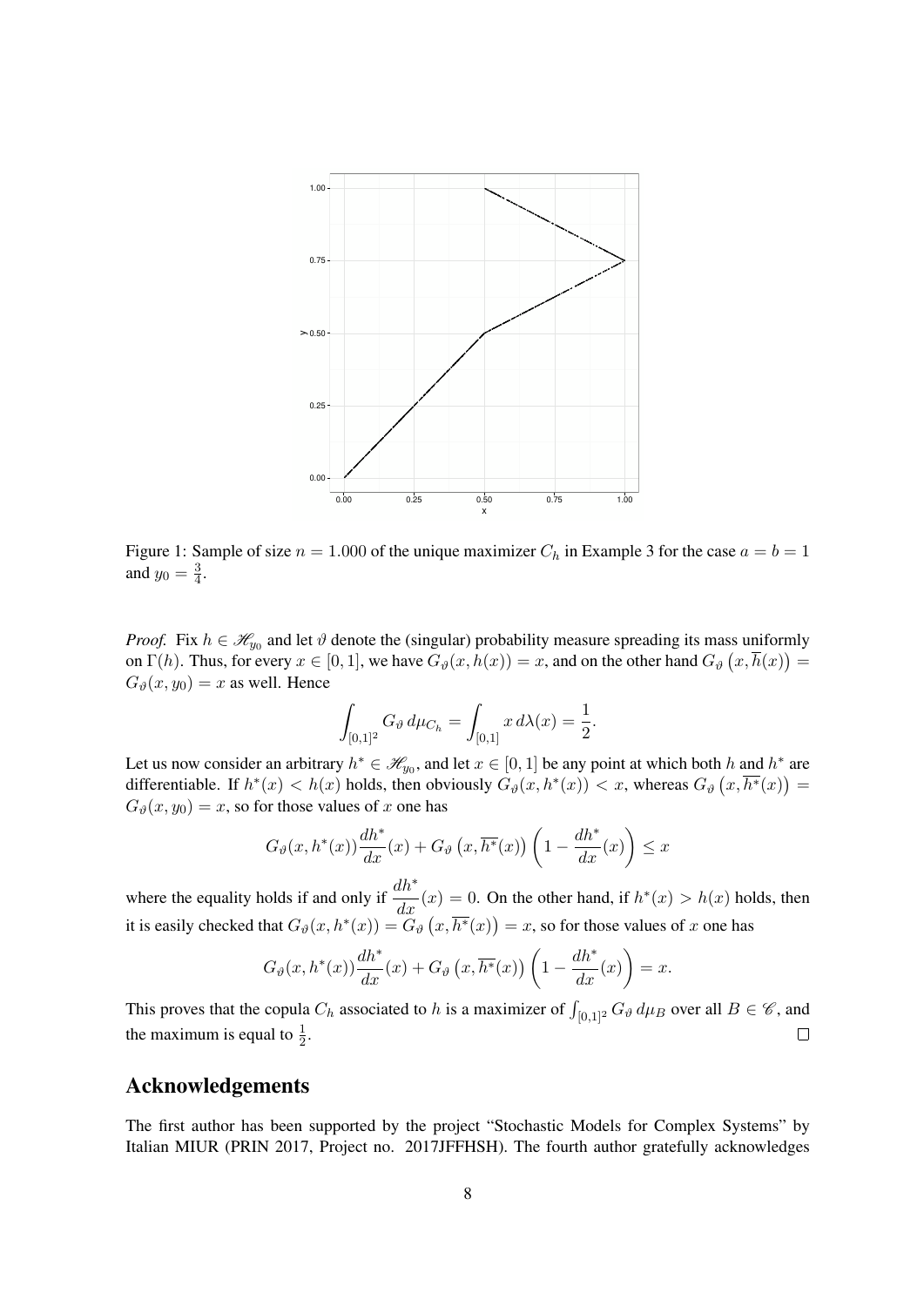Figure 1: Sample of size $n = 1.000$ of the unique maximizer $C_h$ in Example 3 for the case $a = b = 1$ and $y_0 = \frac{3}{4}$.

*Proof.* Fix $h \in \mathscr{H}_{y_0}$ and let $\vartheta$ denote the (singular) probability measure spreading its mass uniformly on $\Gamma(h)$. Thus, for every $x \in [0,1]$, we have $G_\vartheta(x, h(x)) = x$, and on the other hand $G_\vartheta\left(x, \overline{h}(x)\right) = G_\vartheta(x, y_0) = x$ as well. Hence

$$\int_{[0,1]^2} G_\vartheta \, d\mu_{C_h} = \int_{[0,1]} x \, d\lambda(x) = \frac{1}{2}.$$

Let us now consider an arbitrary $h^* \in \mathscr{H}_{y_0}$, and let $x \in [0,1]$ be any point at which both $h$ and $h^*$ are differentiable. If $h^*(x) < h(x)$ holds, then obviously $G_\vartheta(x, h^*(x)) < x$, whereas $G_\vartheta\left(x, \overline{h^*}(x)\right) = G_\vartheta(x, y_0) = x$, so for those values of $x$ one has

$$G_\vartheta(x, h^*(x)) \frac{dh^*}{dx}(x) + G_\vartheta\left(x, \overline{h^*}(x)\right)\left(1 - \frac{dh^*}{dx}(x)\right) \leq x$$

where the equality holds if and only if $\dfrac{dh^*}{dx}(x) = 0$. On the other hand, if $h^*(x) > h(x)$ holds, then it is easily checked that $G_\vartheta(x, h^*(x)) = G_\vartheta\left(x, \overline{h^*}(x)\right) = x$, so for those values of $x$ one has

$$G_\vartheta(x, h^*(x)) \frac{dh^*}{dx}(x) + G_\vartheta\left(x, \overline{h^*}(x)\right)\left(1 - \frac{dh^*}{dx}(x)\right) = x.$$

This proves that the copula $C_h$ associated to $h$ is a maximizer of $\int_{[0,1]^2} G_\vartheta \, d\mu_B$ over all $B \in \mathscr{C}$, and the maximum is equal to $\frac{1}{2}$. $\square$

## Acknowledgements

The first author has been supported by the project "Stochastic Models for Complex Systems" by Italian MIUR (PRIN 2017, Project no. 2017JFFHSH). The fourth author gratefully acknowledges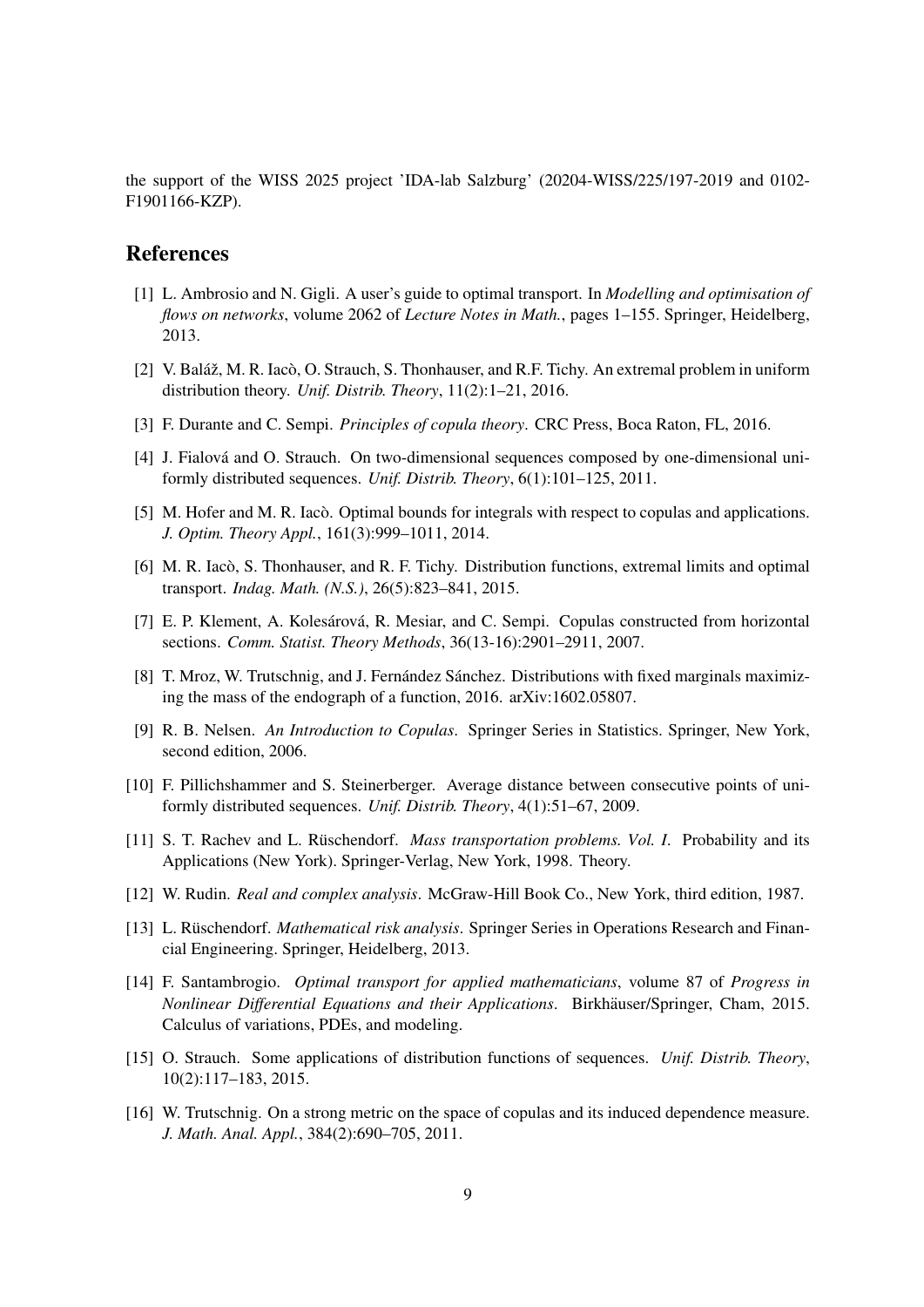the support of the WISS 2025 project 'IDA-lab Salzburg' (20204-WISS/225/197-2019 and 0102-F1901166-KZP).

## References

[1] L. Ambrosio and N. Gigli. A user's guide to optimal transport. In *Modelling and optimisation of flows on networks*, volume 2062 of *Lecture Notes in Math.*, pages 1–155. Springer, Heidelberg, 2013.

[2] V. Baláž, M. R. Iacò, O. Strauch, S. Thonhauser, and R.F. Tichy. An extremal problem in uniform distribution theory. *Unif. Distrib. Theory*, 11(2):1–21, 2016.

[3] F. Durante and C. Sempi. *Principles of copula theory*. CRC Press, Boca Raton, FL, 2016.

[4] J. Fialová and O. Strauch. On two-dimensional sequences composed by one-dimensional uniformly distributed sequences. *Unif. Distrib. Theory*, 6(1):101–125, 2011.

[5] M. Hofer and M. R. Iacò. Optimal bounds for integrals with respect to copulas and applications. *J. Optim. Theory Appl.*, 161(3):999–1011, 2014.

[6] M. R. Iacò, S. Thonhauser, and R. F. Tichy. Distribution functions, extremal limits and optimal transport. *Indag. Math. (N.S.)*, 26(5):823–841, 2015.

[7] E. P. Klement, A. Kolesárová, R. Mesiar, and C. Sempi. Copulas constructed from horizontal sections. *Comm. Statist. Theory Methods*, 36(13-16):2901–2911, 2007.

[8] T. Mroz, W. Trutschnig, and J. Fernández Sánchez. Distributions with fixed marginals maximizing the mass of the endograph of a function, 2016. arXiv:1602.05807.

[9] R. B. Nelsen. *An Introduction to Copulas*. Springer Series in Statistics. Springer, New York, second edition, 2006.

[10] F. Pillichshammer and S. Steinerberger. Average distance between consecutive points of uniformly distributed sequences. *Unif. Distrib. Theory*, 4(1):51–67, 2009.

[11] S. T. Rachev and L. Rüschendorf. *Mass transportation problems. Vol. I.* Probability and its Applications (New York). Springer-Verlag, New York, 1998. Theory.

[12] W. Rudin. *Real and complex analysis*. McGraw-Hill Book Co., New York, third edition, 1987.

[13] L. Rüschendorf. *Mathematical risk analysis*. Springer Series in Operations Research and Financial Engineering. Springer, Heidelberg, 2013.

[14] F. Santambrogio. *Optimal transport for applied mathematicians*, volume 87 of *Progress in Nonlinear Differential Equations and their Applications*. Birkhäuser/Springer, Cham, 2015. Calculus of variations, PDEs, and modeling.

[15] O. Strauch. Some applications of distribution functions of sequences. *Unif. Distrib. Theory*, 10(2):117–183, 2015.

[16] W. Trutschnig. On a strong metric on the space of copulas and its induced dependence measure. *J. Math. Anal. Appl.*, 384(2):690–705, 2011.